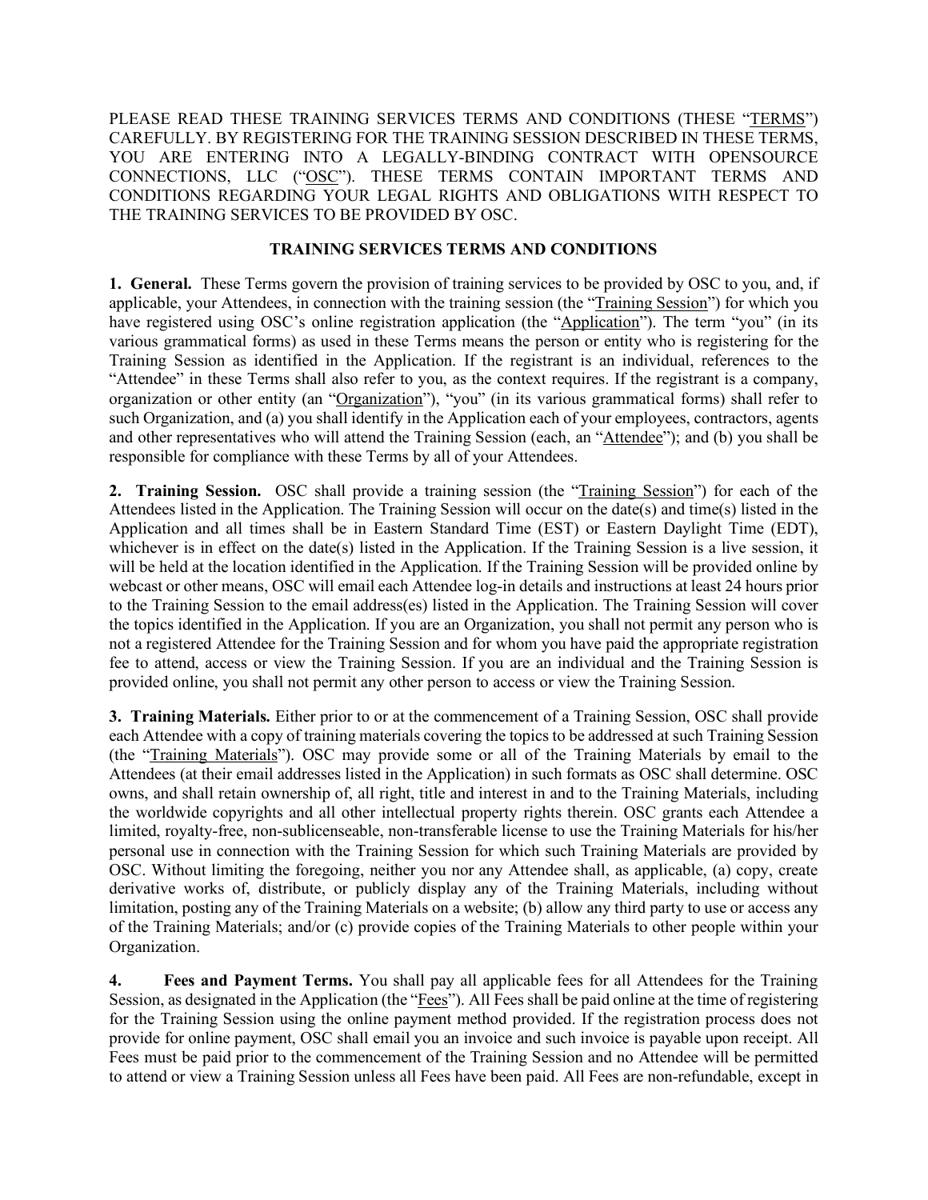PLEASE READ THESE TRAINING SERVICES TERMS AND CONDITIONS (THESE "TERMS") CAREFULLY. BY REGISTERING FOR THE TRAINING SESSION DESCRIBED IN THESE TERMS, YOU ARE ENTERING INTO A LEGALLY-BINDING CONTRACT WITH OPENSOURCE CONNECTIONS, LLC ("OSC"). THESE TERMS CONTAIN IMPORTANT TERMS AND CONDITIONS REGARDING YOUR LEGAL RIGHTS AND OBLIGATIONS WITH RESPECT TO THE TRAINING SERVICES TO BE PROVIDED BY OSC.

## TRAINING SERVICES TERMS AND CONDITIONS

**1. General.** These Terms govern the provision of training services to be provided by OSC to you, and, if applicable, your Attendees, in connection with the training session (the "Training Session") for which you have registered using OSC's online registration application (the "Application"). The term "you" (in its various grammatical forms) as used in these Terms means the person or entity who is registering for the Training Session as identified in the Application. If the registrant is an individual, references to the "Attendee" in these Terms shall also refer to you, as the context requires. If the registrant is a company, organization or other entity (an "Organization"), "you" (in its various grammatical forms) shall refer to such Organization, and (a) you shall identify in the Application each of your employees, contractors, agents and other representatives who will attend the Training Session (each, an "Attendee"); and (b) you shall be responsible for compliance with these Terms by all of your Attendees.

**2. Training Session.** OSC shall provide a training session (the "Training Session") for each of the Attendees listed in the Application. The Training Session will occur on the date(s) and time(s) listed in the Application and all times shall be in Eastern Standard Time (EST) or Eastern Daylight Time (EDT), whichever is in effect on the date(s) listed in the Application. If the Training Session is a live session, it will be held at the location identified in the Application. If the Training Session will be provided online by webcast or other means, OSC will email each Attendee log-in details and instructions at least 24 hours prior to the Training Session to the email address(es) listed in the Application. The Training Session will cover the topics identified in the Application. If you are an Organization, you shall not permit any person who is not a registered Attendee for the Training Session and for whom you have paid the appropriate registration fee to attend, access or view the Training Session. If you are an individual and the Training Session is provided online, you shall not permit any other person to access or view the Training Session.

**3. Training Materials.** Either prior to or at the commencement of a Training Session, OSC shall provide each Attendee with a copy of training materials covering the topics to be addressed at such Training Session (the "Training Materials"). OSC may provide some or all of the Training Materials by email to the Attendees (at their email addresses listed in the Application) in such formats as OSC shall determine. OSC owns, and shall retain ownership of, all right, title and interest in and to the Training Materials, including the worldwide copyrights and all other intellectual property rights therein. OSC grants each Attendee a limited, royalty-free, non-sublicenseable, non-transferable license to use the Training Materials for his/her personal use in connection with the Training Session for which such Training Materials are provided by OSC. Without limiting the foregoing, neither you nor any Attendee shall, as applicable, (a) copy, create derivative works of, distribute, or publicly display any of the Training Materials, including without limitation, posting any of the Training Materials on a website; (b) allow any third party to use or access any of the Training Materials; and/or (c) provide copies of the Training Materials to other people within your Organization.

**4. Fees and Payment Terms.** You shall pay all applicable fees for all Attendees for the Training Session, as designated in the Application (the "Fees"). All Fees shall be paid online at the time of registering for the Training Session using the online payment method provided. If the registration process does not provide for online payment, OSC shall email you an invoice and such invoice is payable upon receipt. All Fees must be paid prior to the commencement of the Training Session and no Attendee will be permitted to attend or view a Training Session unless all Fees have been paid. All Fees are non-refundable, except in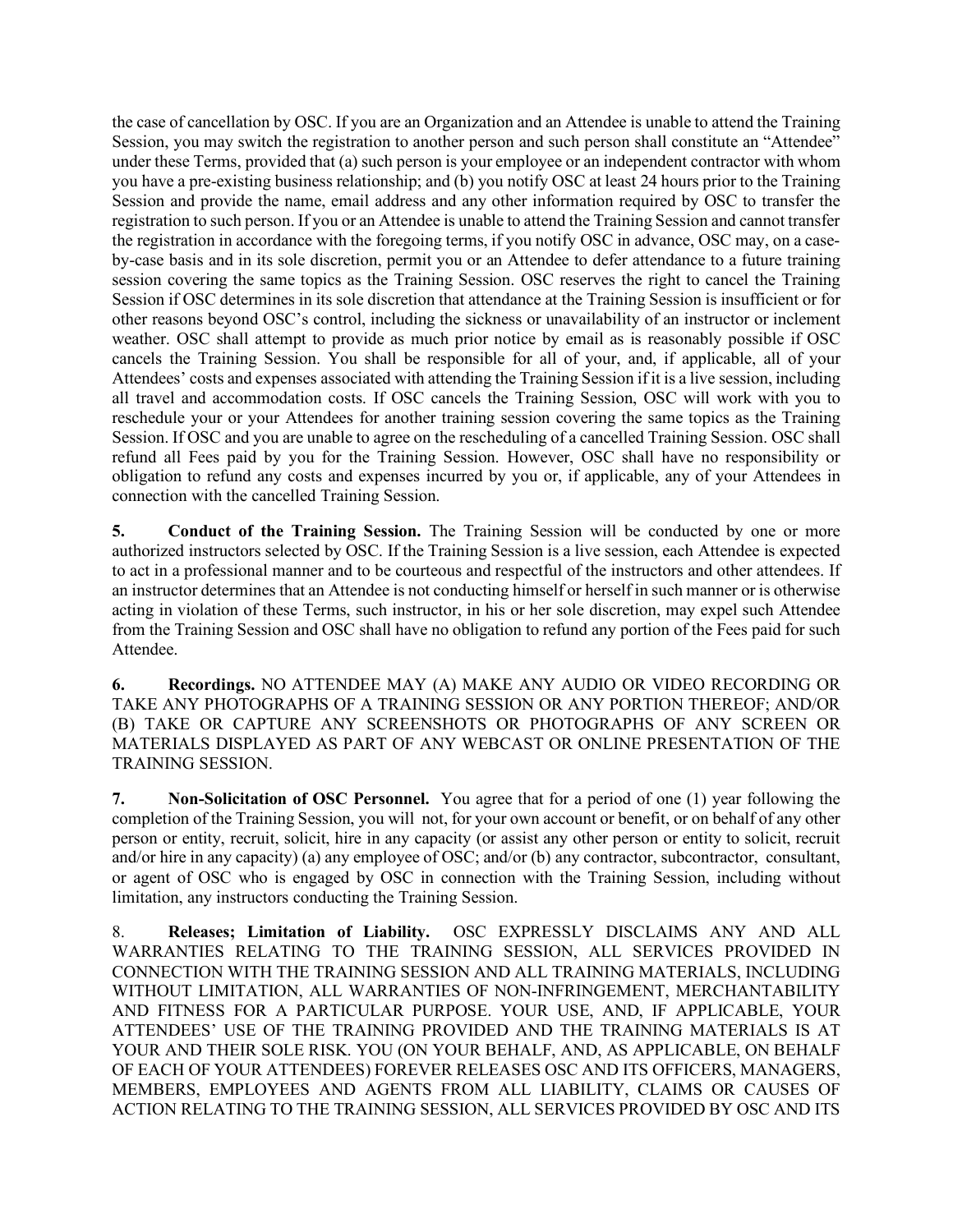the case of cancellation by OSC. If you are an Organization and an Attendee is unable to attend the Training Session, you may switch the registration to another person and such person shall constitute an "Attendee" under these Terms, provided that (a) such person is your employee or an independent contractor with whom you have a pre-existing business relationship; and (b) you notify OSC at least 24 hours prior to the Training Session and provide the name, email address and any other information required by OSC to transfer the registration to such person. If you or an Attendee is unable to attend the Training Session and cannot transfer the registration in accordance with the foregoing terms, if you notify OSC in advance, OSC may, on a case-by-case basis and in its sole discretion, permit you or an Attendee to defer attendance to a future training session covering the same topics as the Training Session. OSC reserves the right to cancel the Training Session if OSC determines in its sole discretion that attendance at the Training Session is insufficient or for other reasons beyond OSC's control, including the sickness or unavailability of an instructor or inclement weather. OSC shall attempt to provide as much prior notice by email as is reasonably possible if OSC cancels the Training Session. You shall be responsible for all of your, and, if applicable, all of your Attendees' costs and expenses associated with attending the Training Session if it is a live session, including all travel and accommodation costs. If OSC cancels the Training Session, OSC will work with you to reschedule your or your Attendees for another training session covering the same topics as the Training Session. If OSC and you are unable to agree on the rescheduling of a cancelled Training Session. OSC shall refund all Fees paid by you for the Training Session. However, OSC shall have no responsibility or obligation to refund any costs and expenses incurred by you or, if applicable, any of your Attendees in connection with the cancelled Training Session.

**5. Conduct of the Training Session.** The Training Session will be conducted by one or more authorized instructors selected by OSC. If the Training Session is a live session, each Attendee is expected to act in a professional manner and to be courteous and respectful of the instructors and other attendees. If an instructor determines that an Attendee is not conducting himself or herself in such manner or is otherwise acting in violation of these Terms, such instructor, in his or her sole discretion, may expel such Attendee from the Training Session and OSC shall have no obligation to refund any portion of the Fees paid for such Attendee.

**6. Recordings.** NO ATTENDEE MAY (A) MAKE ANY AUDIO OR VIDEO RECORDING OR TAKE ANY PHOTOGRAPHS OF A TRAINING SESSION OR ANY PORTION THEREOF; AND/OR (B) TAKE OR CAPTURE ANY SCREENSHOTS OR PHOTOGRAPHS OF ANY SCREEN OR MATERIALS DISPLAYED AS PART OF ANY WEBCAST OR ONLINE PRESENTATION OF THE TRAINING SESSION.

**7. Non-Solicitation of OSC Personnel.** You agree that for a period of one (1) year following the completion of the Training Session, you will not, for your own account or benefit, or on behalf of any other person or entity, recruit, solicit, hire in any capacity (or assist any other person or entity to solicit, recruit and/or hire in any capacity) (a) any employee of OSC; and/or (b) any contractor, subcontractor, consultant, or agent of OSC who is engaged by OSC in connection with the Training Session, including without limitation, any instructors conducting the Training Session.

8. **Releases; Limitation of Liability.** OSC EXPRESSLY DISCLAIMS ANY AND ALL WARRANTIES RELATING TO THE TRAINING SESSION, ALL SERVICES PROVIDED IN CONNECTION WITH THE TRAINING SESSION AND ALL TRAINING MATERIALS, INCLUDING WITHOUT LIMITATION, ALL WARRANTIES OF NON-INFRINGEMENT, MERCHANTABILITY AND FITNESS FOR A PARTICULAR PURPOSE. YOUR USE, AND, IF APPLICABLE, YOUR ATTENDEES' USE OF THE TRAINING PROVIDED AND THE TRAINING MATERIALS IS AT YOUR AND THEIR SOLE RISK. YOU (ON YOUR BEHALF, AND, AS APPLICABLE, ON BEHALF OF EACH OF YOUR ATTENDEES) FOREVER RELEASES OSC AND ITS OFFICERS, MANAGERS, MEMBERS, EMPLOYEES AND AGENTS FROM ALL LIABILITY, CLAIMS OR CAUSES OF ACTION RELATING TO THE TRAINING SESSION, ALL SERVICES PROVIDED BY OSC AND ITS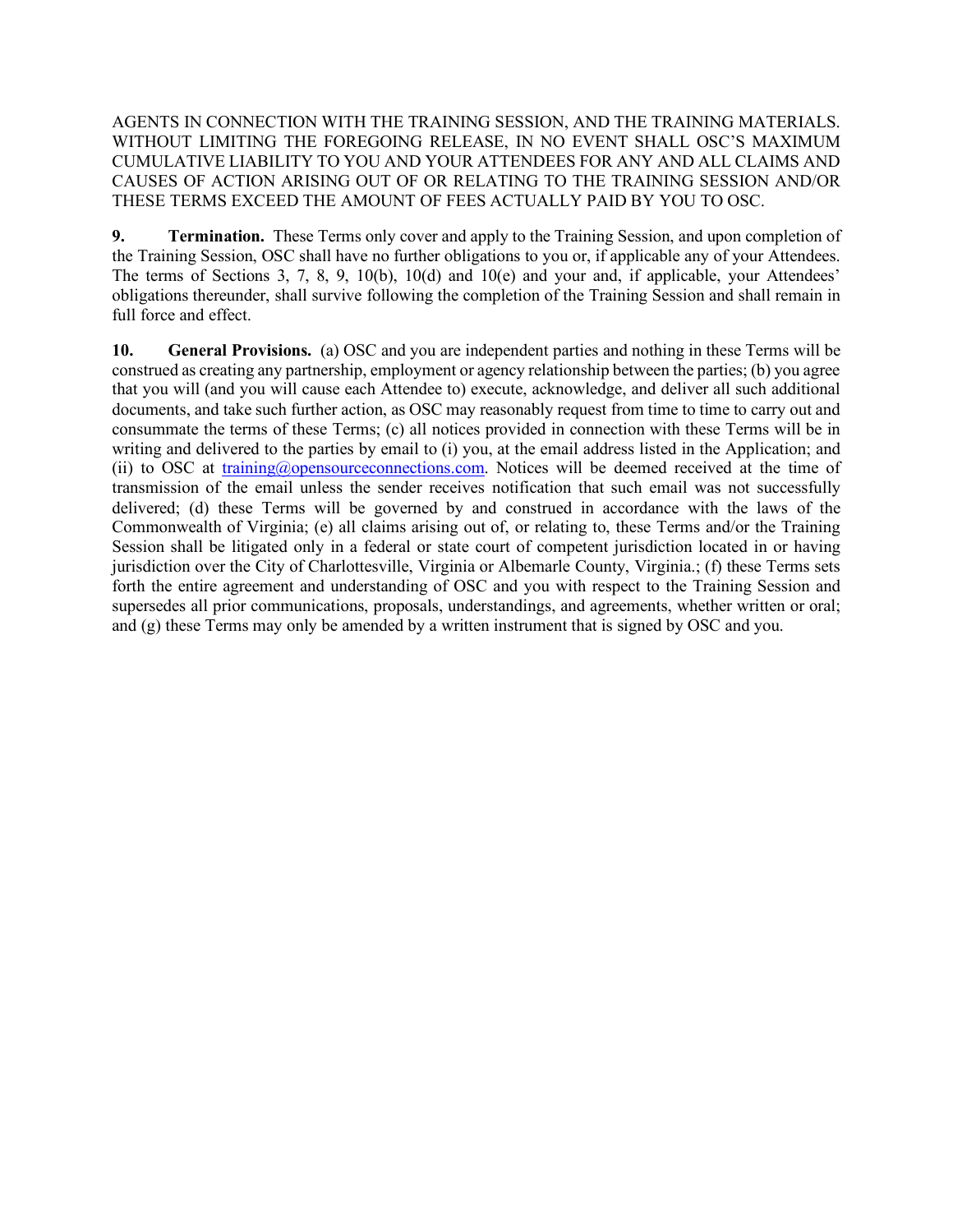AGENTS IN CONNECTION WITH THE TRAINING SESSION, AND THE TRAINING MATERIALS. WITHOUT LIMITING THE FOREGOING RELEASE, IN NO EVENT SHALL OSC'S MAXIMUM CUMULATIVE LIABILITY TO YOU AND YOUR ATTENDEES FOR ANY AND ALL CLAIMS AND CAUSES OF ACTION ARISING OUT OF OR RELATING TO THE TRAINING SESSION AND/OR THESE TERMS EXCEED THE AMOUNT OF FEES ACTUALLY PAID BY YOU TO OSC.

**9. Termination.** These Terms only cover and apply to the Training Session, and upon completion of the Training Session, OSC shall have no further obligations to you or, if applicable any of your Attendees. The terms of Sections 3, 7, 8, 9, 10(b), 10(d) and 10(e) and your and, if applicable, your Attendees' obligations thereunder, shall survive following the completion of the Training Session and shall remain in full force and effect.

**10. General Provisions.** (a) OSC and you are independent parties and nothing in these Terms will be construed as creating any partnership, employment or agency relationship between the parties; (b) you agree that you will (and you will cause each Attendee to) execute, acknowledge, and deliver all such additional documents, and take such further action, as OSC may reasonably request from time to time to carry out and consummate the terms of these Terms; (c) all notices provided in connection with these Terms will be in writing and delivered to the parties by email to (i) you, at the email address listed in the Application; and (ii) to OSC at training@opensourceconnections.com. Notices will be deemed received at the time of transmission of the email unless the sender receives notification that such email was not successfully delivered; (d) these Terms will be governed by and construed in accordance with the laws of the Commonwealth of Virginia; (e) all claims arising out of, or relating to, these Terms and/or the Training Session shall be litigated only in a federal or state court of competent jurisdiction located in or having jurisdiction over the City of Charlottesville, Virginia or Albemarle County, Virginia.; (f) these Terms sets forth the entire agreement and understanding of OSC and you with respect to the Training Session and supersedes all prior communications, proposals, understandings, and agreements, whether written or oral; and (g) these Terms may only be amended by a written instrument that is signed by OSC and you.